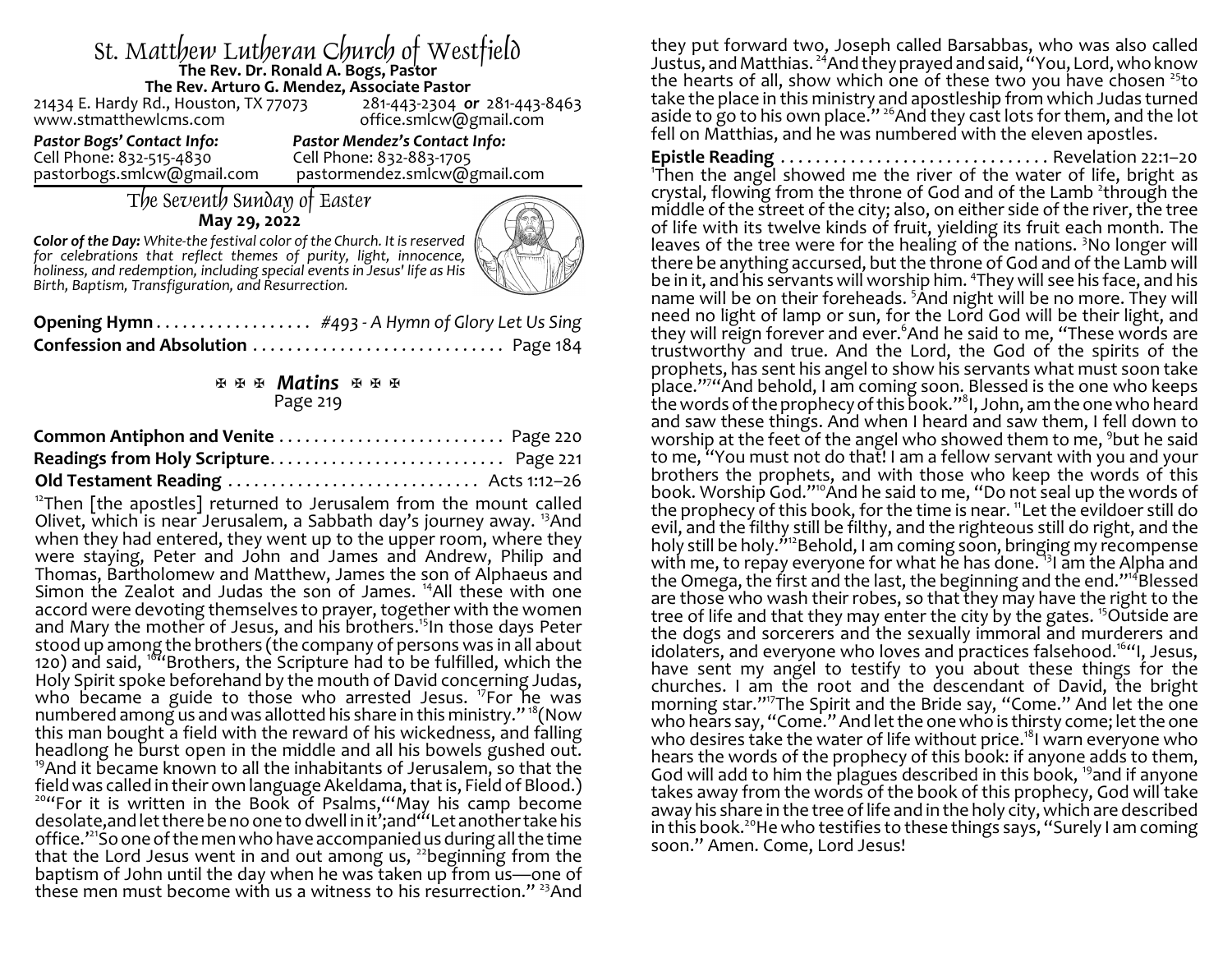# St. Matthew Lutheran Church of Westfield

**The Rev. Dr. Ronald A. Bogs, Pastor**
**The Rev. Arturo G. Mendez, Associate Pastor**

21434 E. Hardy Rd., Houston, TX 77073 — 281-443-2304 **or** 281-443-8463
www.stmatthewlcms.com — office.smlcw@gmail.com

*Pastor Bogs' Contact Info:*
Cell Phone: 832-515-4830
pastorbogs.smlcw@gmail.com

*Pastor Mendez's Contact Info:*
Cell Phone: 832-883-1705
pastormendez.smlcw@gmail.com

## The Seventh Sunday of Easter

**May 29, 2022**

***Color of the Day:*** *White-the festival color of the Church. It is reserved for celebrations that reflect themes of purity, light, innocence, holiness, and redemption, including special events in Jesus' life as His Birth, Baptism, Transfiguration, and Resurrection.*

**Opening Hymn** . . . . . . . . . . . . . . . . . . *#493 - A Hymn of Glory Let Us Sing*

**Confession and Absolution** . . . . . . . . . . . . . . . . . . . . . . . . . . . . . Page 184

### ✠ ✠ ✠ *Matins* ✠ ✠ ✠

Page 219

**Common Antiphon and Venite** . . . . . . . . . . . . . . . . . . . . . . . . . . Page 220

**Readings from Holy Scripture** . . . . . . . . . . . . . . . . . . . . . . . . . . . Page 221

**Old Testament Reading** . . . . . . . . . . . . . . . . . . . . . . . . . . . . Acts 1:12–26

[12]Then [the apostles] returned to Jerusalem from the mount called Olivet, which is near Jerusalem, a Sabbath day's journey away. [13]And when they had entered, they went up to the upper room, where they were staying, Peter and John and James and Andrew, Philip and Thomas, Bartholomew and Matthew, James the son of Alphaeus and Simon the Zealot and Judas the son of James. [14]All these with one accord were devoting themselves to prayer, together with the women and Mary the mother of Jesus, and his brothers.[15]In those days Peter stood up among the brothers (the company of persons was in all about 120) and said, [16]"Brothers, the Scripture had to be fulfilled, which the Holy Spirit spoke beforehand by the mouth of David concerning Judas, who became a guide to those who arrested Jesus. [17]For he was numbered among us and was allotted his share in this ministry." [18](Now this man bought a field with the reward of his wickedness, and falling headlong he burst open in the middle and all his bowels gushed out. [19]And it became known to all the inhabitants of Jerusalem, so that the field was called in their own language Akeldama, that is, Field of Blood.) [20]"For it is written in the Book of Psalms,"'May his camp become desolate,and let there be no one to dwell in it';and"'Let another take his office.'[21]So one of the men who have accompanied us during all the time that the Lord Jesus went in and out among us, [22]beginning from the baptism of John until the day when he was taken up from us—one of these men must become with us a witness to his resurrection." [23]And they put forward two, Joseph called Barsabbas, who was also called Justus, and Matthias. [24]And they prayed and said, "You, Lord, who know the hearts of all, show which one of these two you have chosen [25]to take the place in this ministry and apostleship from which Judas turned aside to go to his own place." [26]And they cast lots for them, and the lot fell on Matthias, and he was numbered with the eleven apostles.

**Epistle Reading** . . . . . . . . . . . . . . . . . . . . . . . . . . . . . . . Revelation 22:1–20

[1]Then the angel showed me the river of the water of life, bright as crystal, flowing from the throne of God and of the Lamb [2]through the middle of the street of the city; also, on either side of the river, the tree of life with its twelve kinds of fruit, yielding its fruit each month. The leaves of the tree were for the healing of the nations. [3]No longer will there be anything accursed, but the throne of God and of the Lamb will be in it, and his servants will worship him. [4]They will see his face, and his name will be on their foreheads. [5]And night will be no more. They will need no light of lamp or sun, for the Lord God will be their light, and they will reign forever and ever.[6]And he said to me, "These words are trustworthy and true. And the Lord, the God of the spirits of the prophets, has sent his angel to show his servants what must soon take place."[7]"And behold, I am coming soon. Blessed is the one who keeps the words of the prophecy of this book."[8]I, John, am the one who heard and saw these things. And when I heard and saw them, I fell down to worship at the feet of the angel who showed them to me, [9]but he said to me, "You must not do that! I am a fellow servant with you and your brothers the prophets, and with those who keep the words of this book. Worship God."[10]And he said to me, "Do not seal up the words of the prophecy of this book, for the time is near. [11]Let the evildoer still do evil, and the filthy still be filthy, and the righteous still do right, and the holy still be holy."[12]Behold, I am coming soon, bringing my recompense with me, to repay everyone for what he has done. [13]I am the Alpha and the Omega, the first and the last, the beginning and the end."[14]Blessed are those who wash their robes, so that they may have the right to the tree of life and that they may enter the city by the gates. [15]Outside are the dogs and sorcerers and the sexually immoral and murderers and idolaters, and everyone who loves and practices falsehood.[16]"I, Jesus, have sent my angel to testify to you about these things for the churches. I am the root and the descendant of David, the bright morning star."[17]The Spirit and the Bride say, "Come." And let the one who hears say, "Come." And let the one who is thirsty come; let the one who desires take the water of life without price.[18]I warn everyone who hears the words of the prophecy of this book: if anyone adds to them, God will add to him the plagues described in this book, [19]and if anyone takes away from the words of the book of this prophecy, God will take away his share in the tree of life and in the holy city, which are described in this book.[20]He who testifies to these things says, "Surely I am coming soon." Amen. Come, Lord Jesus!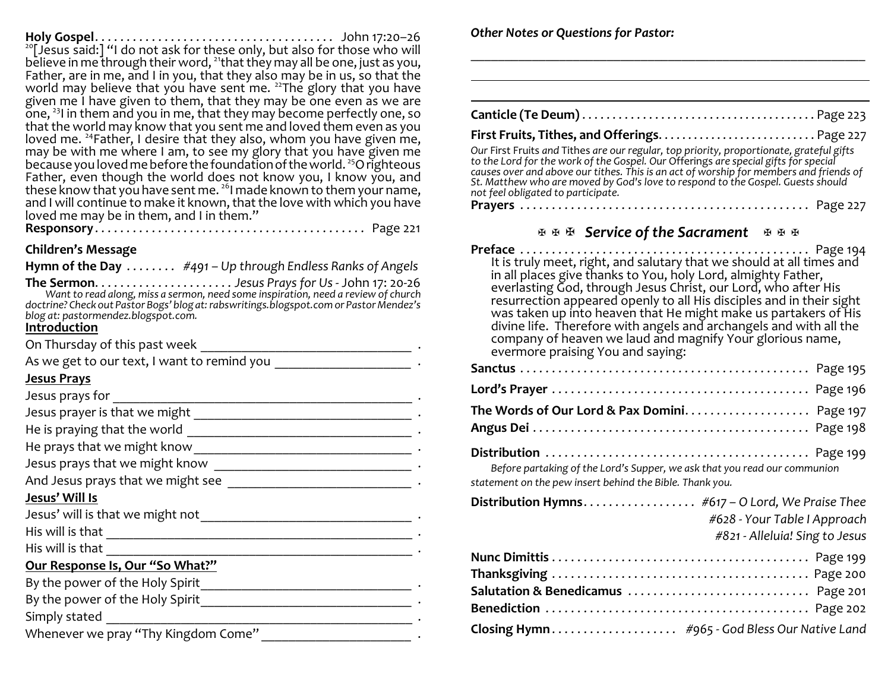**Holy Gospel** . . . . . . . . . . . . . . . . . . . . . . . . . . . . . . . . . . . . . John 17:20–26

[20][Jesus said:] "I do not ask for these only, but also for those who will believe in me through their word, [21]that they may all be one, just as you, Father, are in me, and I in you, that they also may be in us, so that the world may believe that you have sent me. [22]The glory that you have given me I have given to them, that they may be one even as we are one, [23]I in them and you in me, that they may become perfectly one, so that the world may know that you sent me and loved them even as you loved me. [24]Father, I desire that they also, whom you have given me, may be with me where I am, to see my glory that you have given me because you loved me before the foundation of the world. [25]O righteous Father, even though the world does not know you, I know you, and these know that you have sent me. [26]I made known to them your name, and I will continue to make it known, that the love with which you have loved me may be in them, and I in them."

**Responsory** . . . . . . . . . . . . . . . . . . . . . . . . . . . . . . . . . . . . . . . . . . Page 221

**Children's Message**

**Hymn of the Day** . . . . . . . . *#491 – Up through Endless Ranks of Angels*

**The Sermon** . . . . . . . . . . . . . . . . . . . . . . *Jesus Prays for Us* - John 17: 20-26

*Want to read along, miss a sermon, need some inspiration, need a review of church doctrine? Check out Pastor Bogs' blog at: rabswritings.blogspot.com or Pastor Mendez's blog at: pastormendez.blogspot.com.*

**Introduction**

On Thursday of this past week ______________________________ .

As we get to our text, I want to remind you ___________________ .

**Jesus Prays**

Jesus prays for ____________________________________________ .

Jesus prayer is that we might _______________________________ .

He is praying that the world ________________________________ .

He prays that we might know________________________________ .

Jesus prays that we might know _____________________________ .

And Jesus prays that we might see ___________________________ .

**Jesus' Will Is**

Jesus' will is that we might not______________________________ .

His will is that ____________________________________________ .

His will is that ____________________________________________ .

**Our Response Is, Our "So What?"**

By the power of the Holy Spirit______________________________ .

By the power of the Holy Spirit______________________________ .

Simply stated ______________________________________________ .

Whenever we pray "Thy Kingdom Come" _____________________ .

***Other Notes or Questions for Pastor:***

_______________________________________________________________

_______________________________________________________________

_______________________________________________________________

**Canticle (Te Deum)** . . . . . . . . . . . . . . . . . . . . . . . . . . . . . . . . . . . . . . Page 223

**First Fruits, Tithes, and Offerings** . . . . . . . . . . . . . . . . . . . . . . . . . . Page 227

*Our First Fruits and Tithes are our regular, top priority, proportionate, grateful gifts to the Lord for the work of the Gospel. Our Offerings are special gifts for special causes over and above our tithes. This is an act of worship for members and friends of St. Matthew who are moved by God's love to respond to the Gospel. Guests should not feel obligated to participate.*

**Prayers** . . . . . . . . . . . . . . . . . . . . . . . . . . . . . . . . . . . . . . . . . . . . . . Page 227

## ✠ ✠ ✠ *Service of the Sacrament* ✠ ✠ ✠

**Preface** . . . . . . . . . . . . . . . . . . . . . . . . . . . . . . . . . . . . . . . . . . . . . Page 194

It is truly meet, right, and salutary that we should at all times and in all places give thanks to You, holy Lord, almighty Father, everlasting God, through Jesus Christ, our Lord, who after His resurrection appeared openly to all His disciples and in their sight was taken up into heaven that He might make us partakers of His divine life. Therefore with angels and archangels and with all the company of heaven we laud and magnify Your glorious name, evermore praising You and saying:

**Sanctus** . . . . . . . . . . . . . . . . . . . . . . . . . . . . . . . . . . . . . . . . . . . . . Page 195

**Lord's Prayer** . . . . . . . . . . . . . . . . . . . . . . . . . . . . . . . . . . . . . . . . Page 196

**The Words of Our Lord & Pax Domini** . . . . . . . . . . . . . . . . . . . . Page 197

**Angus Dei** . . . . . . . . . . . . . . . . . . . . . . . . . . . . . . . . . . . . . . . . . . . Page 198

**Distribution** . . . . . . . . . . . . . . . . . . . . . . . . . . . . . . . . . . . . . . . . . Page 199

*Before partaking of the Lord's Supper, we ask that you read our communion statement on the pew insert behind the Bible. Thank you.*

**Distribution Hymns** . . . . . . . . . . . . . . . . . . *#617 – O Lord, We Praise Thee*
*#628 - Your Table I Approach*
*#821 - Alleluia! Sing to Jesus*

**Nunc Dimittis** . . . . . . . . . . . . . . . . . . . . . . . . . . . . . . . . . . . . . . . . Page 199

**Thanksgiving** . . . . . . . . . . . . . . . . . . . . . . . . . . . . . . . . . . . . . . . . Page 200

**Salutation & Benedicamus** . . . . . . . . . . . . . . . . . . . . . . . . . . . . . Page 201

**Benediction** . . . . . . . . . . . . . . . . . . . . . . . . . . . . . . . . . . . . . . . . . Page 202

**Closing Hymn** . . . . . . . . . . . . . . . . . . . . *#965 - God Bless Our Native Land*